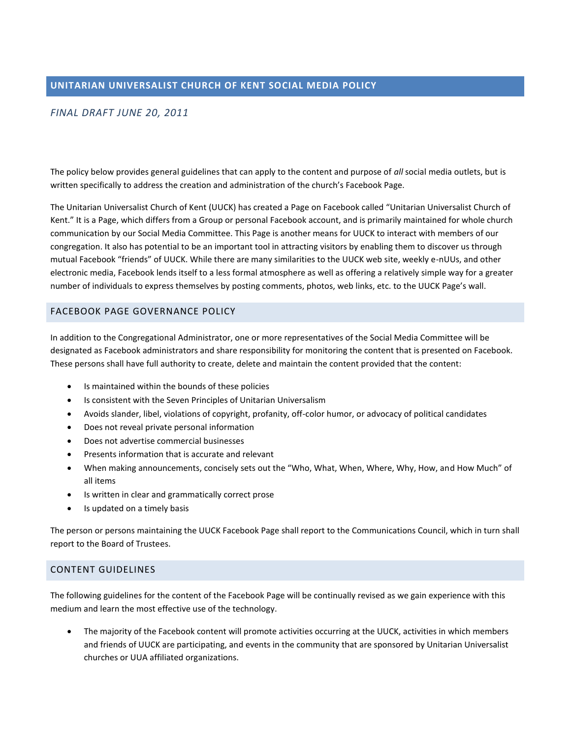# UNITARIAN UNIVERSALIST CHURCH OF KENT SOCIAL MEDIA POLICY

*FINAL DRAFT JUNE 20, 2011*

The policy below provides general guidelines that can apply to the content and purpose of *all* social media outlets, but is written specifically to address the creation and administration of the church's Facebook Page.

The Unitarian Universalist Church of Kent (UUCK) has created a Page on Facebook called "Unitarian Universalist Church of Kent." It is a Page, which differs from a Group or personal Facebook account, and is primarily maintained for whole church communication by our Social Media Committee. This Page is another means for UUCK to interact with members of our congregation. It also has potential to be an important tool in attracting visitors by enabling them to discover us through mutual Facebook "friends" of UUCK. While there are many similarities to the UUCK web site, weekly e-nUUs, and other electronic media, Facebook lends itself to a less formal atmosphere as well as offering a relatively simple way for a greater number of individuals to express themselves by posting comments, photos, web links, etc. to the UUCK Page's wall.

## FACEBOOK PAGE GOVERNANCE POLICY

In addition to the Congregational Administrator, one or more representatives of the Social Media Committee will be designated as Facebook administrators and share responsibility for monitoring the content that is presented on Facebook. These persons shall have full authority to create, delete and maintain the content provided that the content:

- Is maintained within the bounds of these policies
- Is consistent with the Seven Principles of Unitarian Universalism
- Avoids slander, libel, violations of copyright, profanity, off-color humor, or advocacy of political candidates
- Does not reveal private personal information
- Does not advertise commercial businesses
- Presents information that is accurate and relevant
- When making announcements, concisely sets out the "Who, What, When, Where, Why, How, and How Much" of all items
- Is written in clear and grammatically correct prose
- Is updated on a timely basis

The person or persons maintaining the UUCK Facebook Page shall report to the Communications Council, which in turn shall report to the Board of Trustees.

## CONTENT GUIDELINES

The following guidelines for the content of the Facebook Page will be continually revised as we gain experience with this medium and learn the most effective use of the technology.

- The majority of the Facebook content will promote activities occurring at the UUCK, activities in which members and friends of UUCK are participating, and events in the community that are sponsored by Unitarian Universalist churches or UUA affiliated organizations.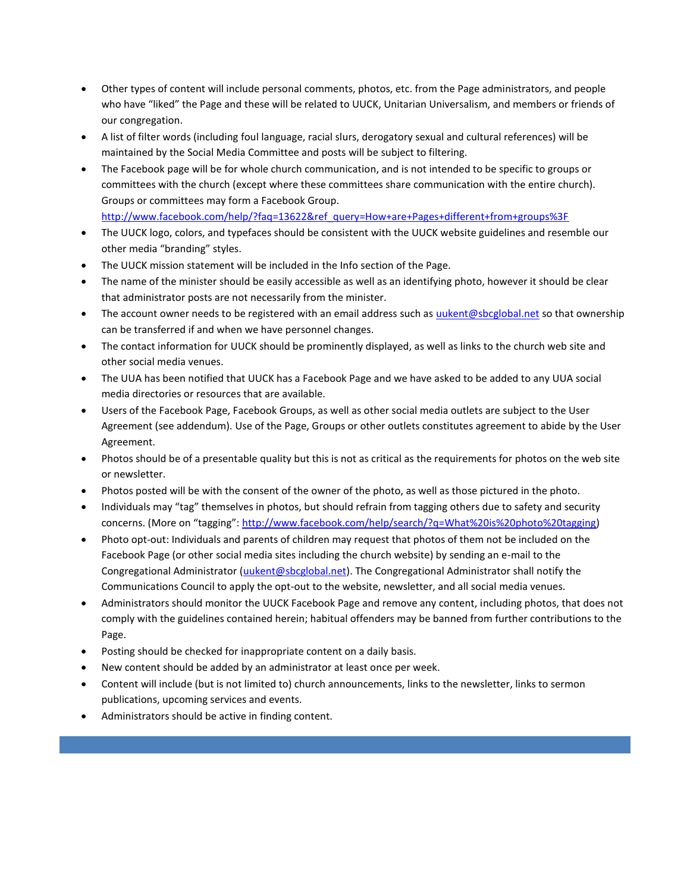- Other types of content will include personal comments, photos, etc. from the Page administrators, and people who have "liked" the Page and these will be related to UUCK, Unitarian Universalism, and members or friends of our congregation.
- A list of filter words (including foul language, racial slurs, derogatory sexual and cultural references) will be maintained by the Social Media Committee and posts will be subject to filtering.
- The Facebook page will be for whole church communication, and is not intended to be specific to groups or committees with the church (except where these committees share communication with the entire church). Groups or committees may form a Facebook Group. http://www.facebook.com/help/?faq=13622&ref_query=How+are+Pages+different+from+groups%3F
- The UUCK logo, colors, and typefaces should be consistent with the UUCK website guidelines and resemble our other media "branding" styles.
- The UUCK mission statement will be included in the Info section of the Page.
- The name of the minister should be easily accessible as well as an identifying photo, however it should be clear that administrator posts are not necessarily from the minister.
- The account owner needs to be registered with an email address such as uukent@sbcglobal.net so that ownership can be transferred if and when we have personnel changes.
- The contact information for UUCK should be prominently displayed, as well as links to the church web site and other social media venues.
- The UUA has been notified that UUCK has a Facebook Page and we have asked to be added to any UUA social media directories or resources that are available.
- Users of the Facebook Page, Facebook Groups, as well as other social media outlets are subject to the User Agreement (see addendum). Use of the Page, Groups or other outlets constitutes agreement to abide by the User Agreement.
- Photos should be of a presentable quality but this is not as critical as the requirements for photos on the web site or newsletter.
- Photos posted will be with the consent of the owner of the photo, as well as those pictured in the photo.
- Individuals may "tag" themselves in photos, but should refrain from tagging others due to safety and security concerns. (More on "tagging": http://www.facebook.com/help/search/?q=What%20is%20photo%20tagging)
- Photo opt-out: Individuals and parents of children may request that photos of them not be included on the Facebook Page (or other social media sites including the church website) by sending an e-mail to the Congregational Administrator (uukent@sbcglobal.net). The Congregational Administrator shall notify the Communications Council to apply the opt-out to the website, newsletter, and all social media venues.
- Administrators should monitor the UUCK Facebook Page and remove any content, including photos, that does not comply with the guidelines contained herein; habitual offenders may be banned from further contributions to the Page.
- Posting should be checked for inappropriate content on a daily basis.
- New content should be added by an administrator at least once per week.
- Content will include (but is not limited to) church announcements, links to the newsletter, links to sermon publications, upcoming services and events.
- Administrators should be active in finding content.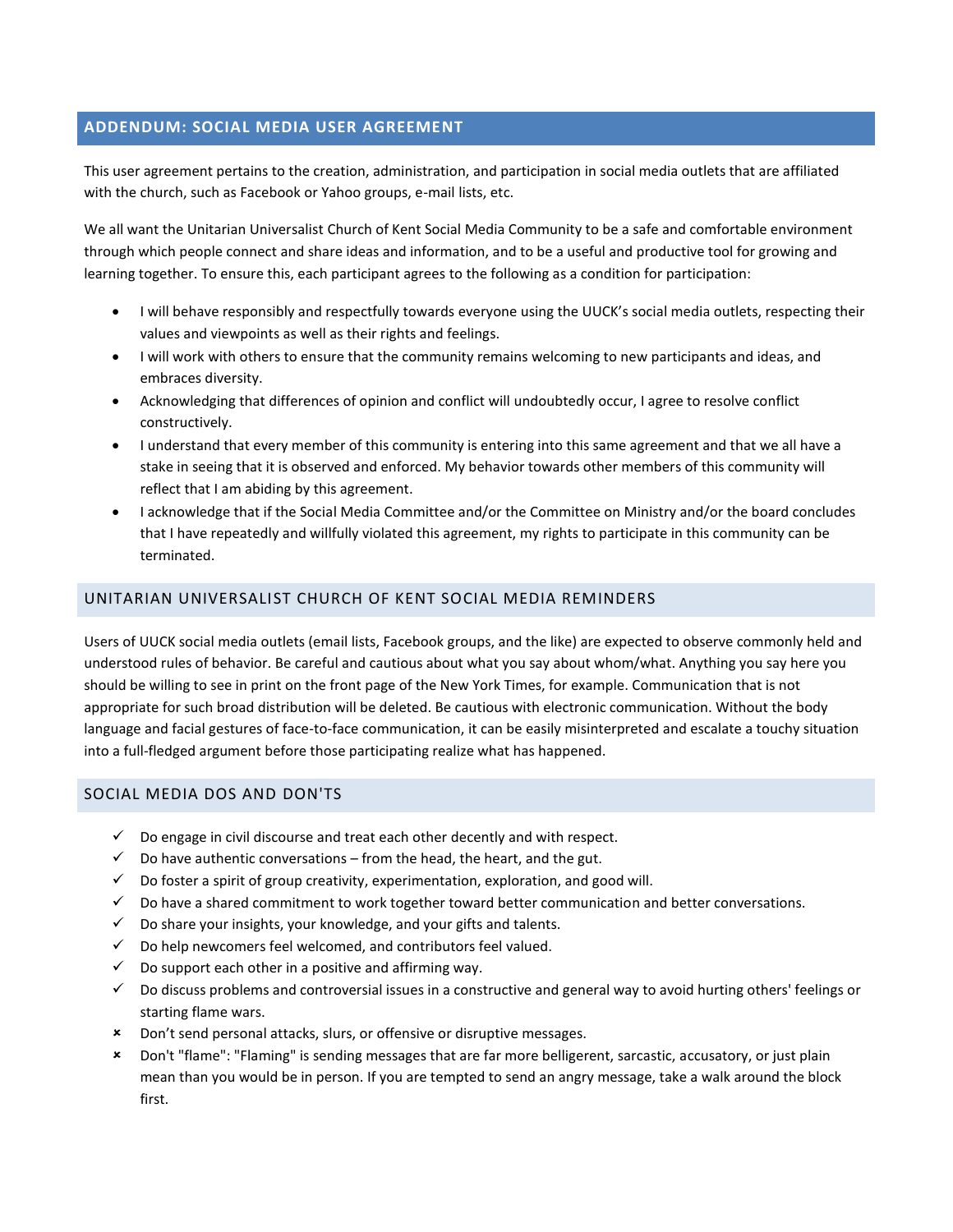## ADDENDUM: SOCIAL MEDIA USER AGREEMENT

This user agreement pertains to the creation, administration, and participation in social media outlets that are affiliated with the church, such as Facebook or Yahoo groups, e-mail lists, etc.

We all want the Unitarian Universalist Church of Kent Social Media Community to be a safe and comfortable environment through which people connect and share ideas and information, and to be a useful and productive tool for growing and learning together. To ensure this, each participant agrees to the following as a condition for participation:

- I will behave responsibly and respectfully towards everyone using the UUCK's social media outlets, respecting their values and viewpoints as well as their rights and feelings.
- I will work with others to ensure that the community remains welcoming to new participants and ideas, and embraces diversity.
- Acknowledging that differences of opinion and conflict will undoubtedly occur, I agree to resolve conflict constructively.
- I understand that every member of this community is entering into this same agreement and that we all have a stake in seeing that it is observed and enforced. My behavior towards other members of this community will reflect that I am abiding by this agreement.
- I acknowledge that if the Social Media Committee and/or the Committee on Ministry and/or the board concludes that I have repeatedly and willfully violated this agreement, my rights to participate in this community can be terminated.

### UNITARIAN UNIVERSALIST CHURCH OF KENT SOCIAL MEDIA REMINDERS

Users of UUCK social media outlets (email lists, Facebook groups, and the like) are expected to observe commonly held and understood rules of behavior. Be careful and cautious about what you say about whom/what. Anything you say here you should be willing to see in print on the front page of the New York Times, for example. Communication that is not appropriate for such broad distribution will be deleted. Be cautious with electronic communication. Without the body language and facial gestures of face-to-face communication, it can be easily misinterpreted and escalate a touchy situation into a full-fledged argument before those participating realize what has happened.

### SOCIAL MEDIA DOS AND DON'TS

- ✓ Do engage in civil discourse and treat each other decently and with respect.
- ✓ Do have authentic conversations – from the head, the heart, and the gut.
- ✓ Do foster a spirit of group creativity, experimentation, exploration, and good will.
- ✓ Do have a shared commitment to work together toward better communication and better conversations.
- ✓ Do share your insights, your knowledge, and your gifts and talents.
- ✓ Do help newcomers feel welcomed, and contributors feel valued.
- ✓ Do support each other in a positive and affirming way.
- ✓ Do discuss problems and controversial issues in a constructive and general way to avoid hurting others' feelings or starting flame wars.
- ✗ Don't send personal attacks, slurs, or offensive or disruptive messages.
- ✗ Don't "flame": "Flaming" is sending messages that are far more belligerent, sarcastic, accusatory, or just plain mean than you would be in person. If you are tempted to send an angry message, take a walk around the block first.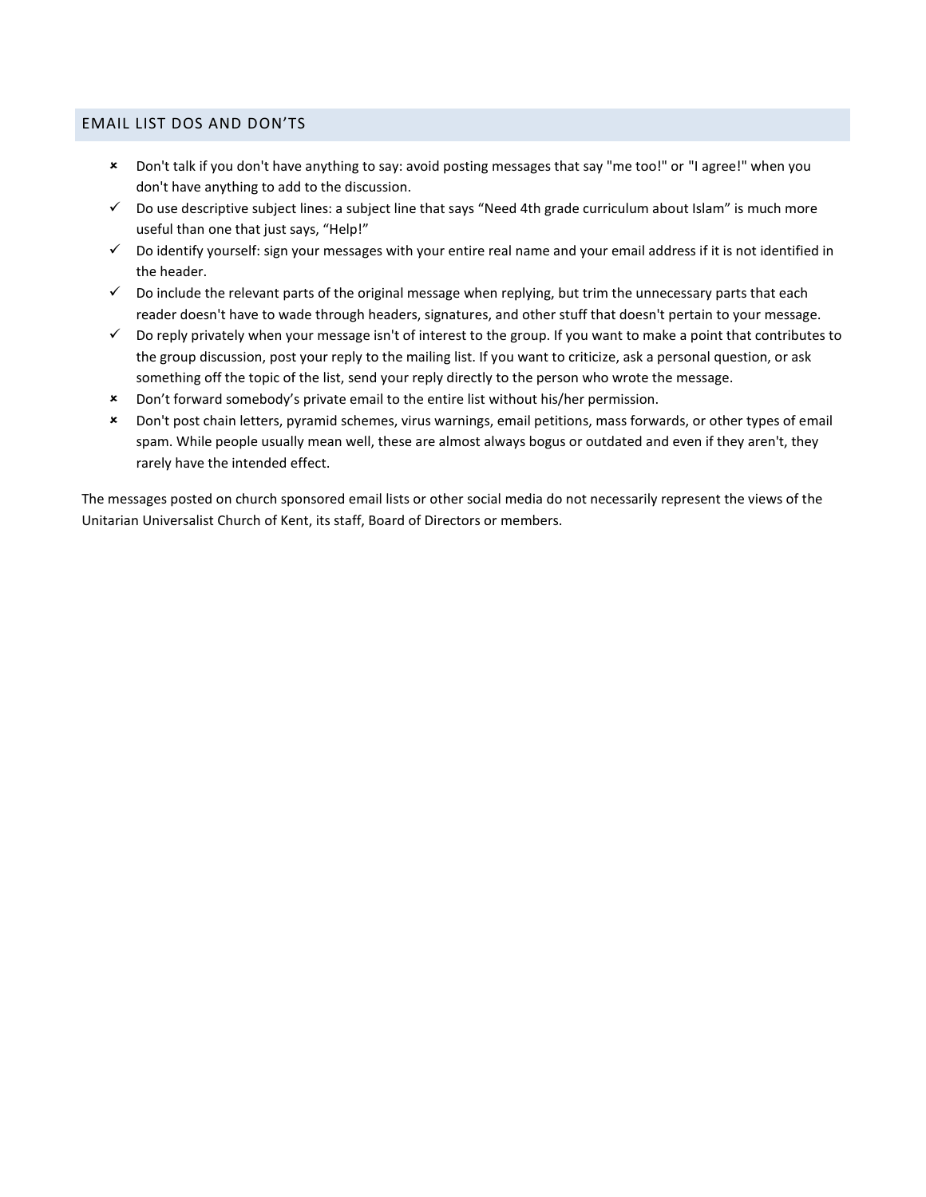## EMAIL LIST DOS AND DON'TS

- ✗ Don't talk if you don't have anything to say: avoid posting messages that say "me too!" or "I agree!" when you don't have anything to add to the discussion.
- ✓ Do use descriptive subject lines: a subject line that says "Need 4th grade curriculum about Islam" is much more useful than one that just says, "Help!"
- ✓ Do identify yourself: sign your messages with your entire real name and your email address if it is not identified in the header.
- ✓ Do include the relevant parts of the original message when replying, but trim the unnecessary parts that each reader doesn't have to wade through headers, signatures, and other stuff that doesn't pertain to your message.
- ✓ Do reply privately when your message isn't of interest to the group. If you want to make a point that contributes to the group discussion, post your reply to the mailing list. If you want to criticize, ask a personal question, or ask something off the topic of the list, send your reply directly to the person who wrote the message.
- ✗ Don't forward somebody's private email to the entire list without his/her permission.
- ✗ Don't post chain letters, pyramid schemes, virus warnings, email petitions, mass forwards, or other types of email spam. While people usually mean well, these are almost always bogus or outdated and even if they aren't, they rarely have the intended effect.

The messages posted on church sponsored email lists or other social media do not necessarily represent the views of the Unitarian Universalist Church of Kent, its staff, Board of Directors or members.